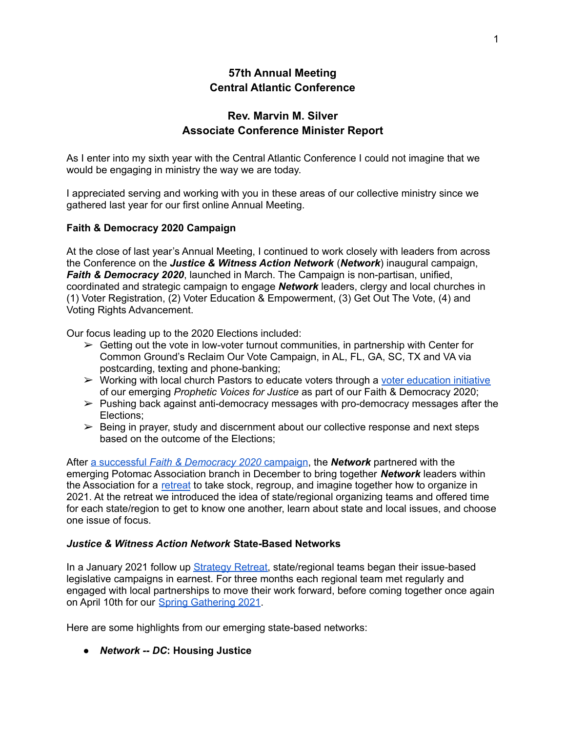# 57th Annual Meeting
# Central Atlantic Conference

## Rev. Marvin M. Silver
## Associate Conference Minister Report

As I enter into my sixth year with the Central Atlantic Conference I could not imagine that we would be engaging in ministry the way we are today.

I appreciated serving and working with you in these areas of our collective ministry since we gathered last year for our first online Annual Meeting.

### Faith & Democracy 2020 Campaign

At the close of last year's Annual Meeting, I continued to work closely with leaders from across the Conference on the ***Justice & Witness Action Network*** (***Network***) inaugural campaign, ***Faith & Democracy 2020***, launched in March. The Campaign is non-partisan, unified, coordinated and strategic campaign to engage ***Network*** leaders, clergy and local churches in (1) Voter Registration, (2) Voter Education & Empowerment, (3) Get Out The Vote, (4) and Voting Rights Advancement.

Our focus leading up to the 2020 Elections included:

- Getting out the vote in low-voter turnout communities, in partnership with Center for Common Ground's Reclaim Our Vote Campaign, in AL, FL, GA, SC, TX and VA via postcarding, texting and phone-banking;
- Working with local church Pastors to educate voters through a voter education initiative of our emerging *Prophetic Voices for Justice* as part of our Faith & Democracy 2020;
- Pushing back against anti-democracy messages with pro-democracy messages after the Elections;
- Being in prayer, study and discernment about our collective response and next steps based on the outcome of the Elections;

After a successful *Faith & Democracy 2020* campaign, the ***Network*** partnered with the emerging Potomac Association branch in December to bring together ***Network*** leaders within the Association for a retreat to take stock, regroup, and imagine together how to organize in 2021. At the retreat we introduced the idea of state/regional organizing teams and offered time for each state/region to get to know one another, learn about state and local issues, and choose one issue of focus.

### *Justice & Witness Action Network* State-Based Networks

In a January 2021 follow up Strategy Retreat, state/regional teams began their issue-based legislative campaigns in earnest. For three months each regional team met regularly and engaged with local partnerships to move their work forward, before coming together once again on April 10th for our Spring Gathering 2021.

Here are some highlights from our emerging state-based networks:

- ***Network -- DC*: Housing Justice**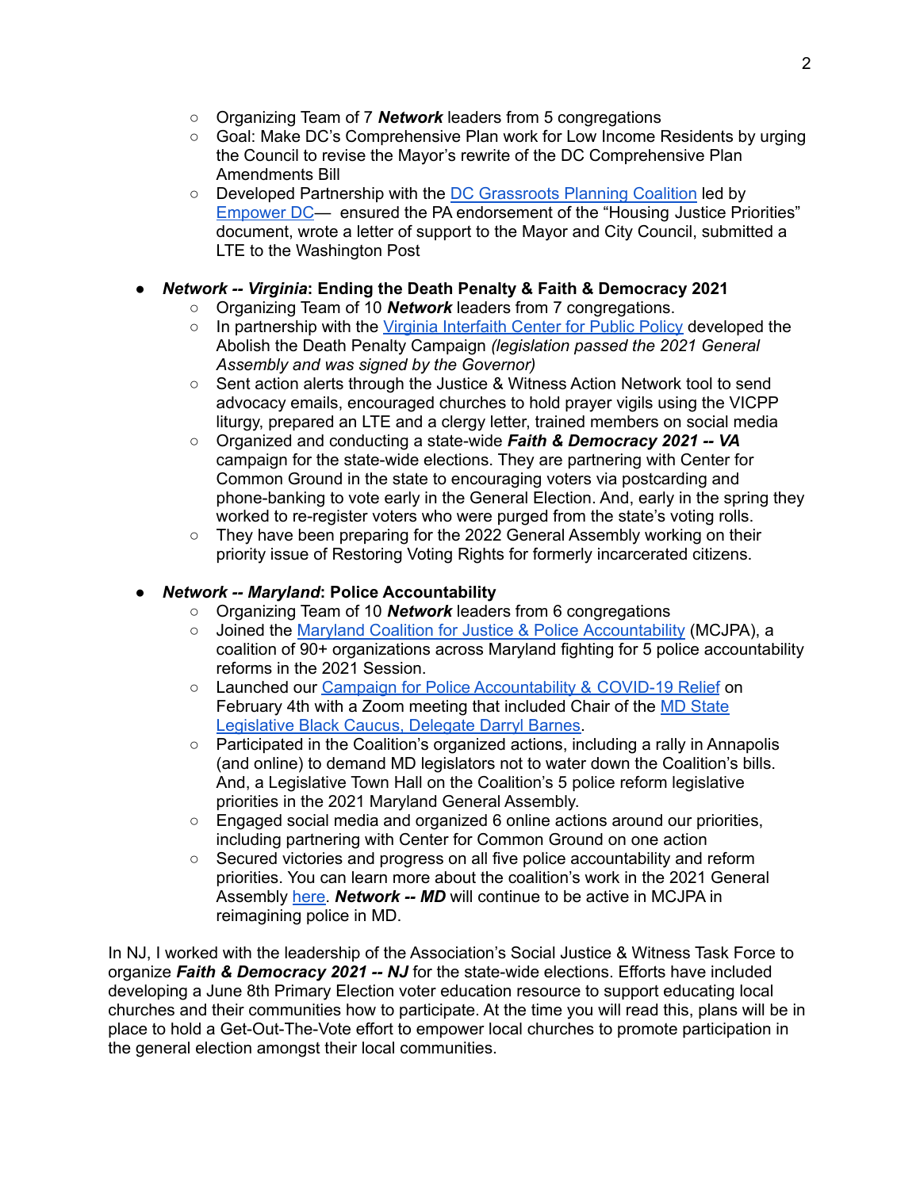- Organizing Team of 7 ***Network*** leaders from 5 congregations
  - Goal: Make DC's Comprehensive Plan work for Low Income Residents by urging the Council to revise the Mayor's rewrite of the DC Comprehensive Plan Amendments Bill
  - Developed Partnership with the [DC Grassroots Planning Coalition]() led by [Empower DC]()— ensured the PA endorsement of the "Housing Justice Priorities" document, wrote a letter of support to the Mayor and City Council, submitted a LTE to the Washington Post

- ***Network -- Virginia*: Ending the Death Penalty & Faith & Democracy 2021**
  - Organizing Team of 10 ***Network*** leaders from 7 congregations.
  - In partnership with the [Virginia Interfaith Center for Public Policy]() developed the Abolish the Death Penalty Campaign *(legislation passed the 2021 General Assembly and was signed by the Governor)*
  - Sent action alerts through the Justice & Witness Action Network tool to send advocacy emails, encouraged churches to hold prayer vigils using the VICPP liturgy, prepared an LTE and a clergy letter, trained members on social media
  - Organized and conducting a state-wide ***Faith & Democracy 2021 -- VA*** campaign for the state-wide elections. They are partnering with Center for Common Ground in the state to encouraging voters via postcarding and phone-banking to vote early in the General Election. And, early in the spring they worked to re-register voters who were purged from the state's voting rolls.
  - They have been preparing for the 2022 General Assembly working on their priority issue of Restoring Voting Rights for formerly incarcerated citizens.

- ***Network -- Maryland*: Police Accountability**
  - Organizing Team of 10 ***Network*** leaders from 6 congregations
  - Joined the [Maryland Coalition for Justice & Police Accountability]() (MCJPA), a coalition of 90+ organizations across Maryland fighting for 5 police accountability reforms in the 2021 Session.
  - Launched our [Campaign for Police Accountability & COVID-19 Relief]() on February 4th with a Zoom meeting that included Chair of the [MD State Legislative Black Caucus, Delegate Darryl Barnes]().
  - Participated in the Coalition's organized actions, including a rally in Annapolis (and online) to demand MD legislators not to water down the Coalition's bills. And, a Legislative Town Hall on the Coalition's 5 police reform legislative priorities in the 2021 Maryland General Assembly.
  - Engaged social media and organized 6 online actions around our priorities, including partnering with Center for Common Ground on one action
  - Secured victories and progress on all five police accountability and reform priorities. You can learn more about the coalition's work in the 2021 General Assembly [here](). ***Network -- MD*** will continue to be active in MCJPA in reimagining police in MD.

In NJ, I worked with the leadership of the Association's Social Justice & Witness Task Force to organize ***Faith & Democracy 2021 -- NJ*** for the state-wide elections. Efforts have included developing a June 8th Primary Election voter education resource to support educating local churches and their communities how to participate. At the time you will read this, plans will be in place to hold a Get-Out-The-Vote effort to empower local churches to promote participation in the general election amongst their local communities.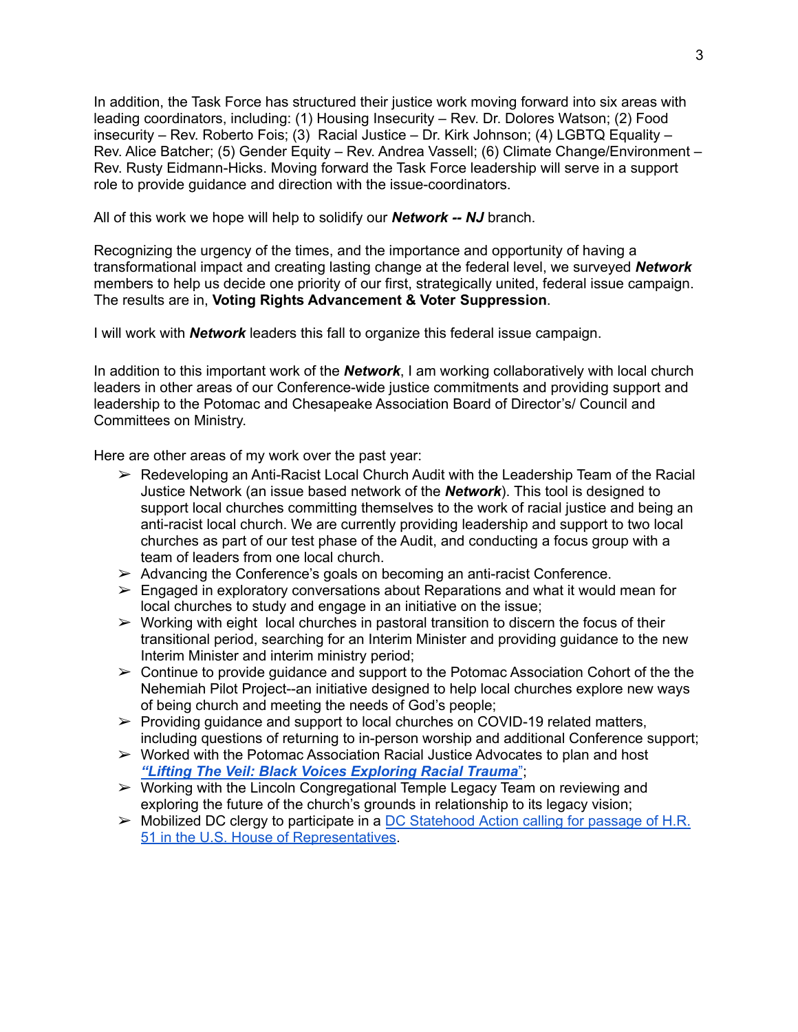In addition, the Task Force has structured their justice work moving forward into six areas with leading coordinators, including: (1) Housing Insecurity – Rev. Dr. Dolores Watson; (2) Food insecurity – Rev. Roberto Fois; (3) Racial Justice – Dr. Kirk Johnson; (4) LGBTQ Equality – Rev. Alice Batcher; (5) Gender Equity – Rev. Andrea Vassell; (6) Climate Change/Environment – Rev. Rusty Eidmann-Hicks. Moving forward the Task Force leadership will serve in a support role to provide guidance and direction with the issue-coordinators.

All of this work we hope will help to solidify our ***Network -- NJ*** branch.

Recognizing the urgency of the times, and the importance and opportunity of having a transformational impact and creating lasting change at the federal level, we surveyed ***Network*** members to help us decide one priority of our first, strategically united, federal issue campaign. The results are in, **Voting Rights Advancement & Voter Suppression**.

I will work with ***Network*** leaders this fall to organize this federal issue campaign.

In addition to this important work of the ***Network***, I am working collaboratively with local church leaders in other areas of our Conference-wide justice commitments and providing support and leadership to the Potomac and Chesapeake Association Board of Director's/ Council and Committees on Ministry.

Here are other areas of my work over the past year:

- ➢ Redeveloping an Anti-Racist Local Church Audit with the Leadership Team of the Racial Justice Network (an issue based network of the ***Network***). This tool is designed to support local churches committing themselves to the work of racial justice and being an anti-racist local church. We are currently providing leadership and support to two local churches as part of our test phase of the Audit, and conducting a focus group with a team of leaders from one local church.
- ➢ Advancing the Conference's goals on becoming an anti-racist Conference.
- ➢ Engaged in exploratory conversations about Reparations and what it would mean for local churches to study and engage in an initiative on the issue;
- ➢ Working with eight local churches in pastoral transition to discern the focus of their transitional period, searching for an Interim Minister and providing guidance to the new Interim Minister and interim ministry period;
- ➢ Continue to provide guidance and support to the Potomac Association Cohort of the the Nehemiah Pilot Project--an initiative designed to help local churches explore new ways of being church and meeting the needs of God's people;
- ➢ Providing guidance and support to local churches on COVID-19 related matters, including questions of returning to in-person worship and additional Conference support;
- ➢ Worked with the Potomac Association Racial Justice Advocates to plan and host ***"Lifting The Veil: Black Voices Exploring Racial Trauma"***;
- ➢ Working with the Lincoln Congregational Temple Legacy Team on reviewing and exploring the future of the church's grounds in relationship to its legacy vision;
- ➢ Mobilized DC clergy to participate in a DC Statehood Action calling for passage of H.R. 51 in the U.S. House of Representatives.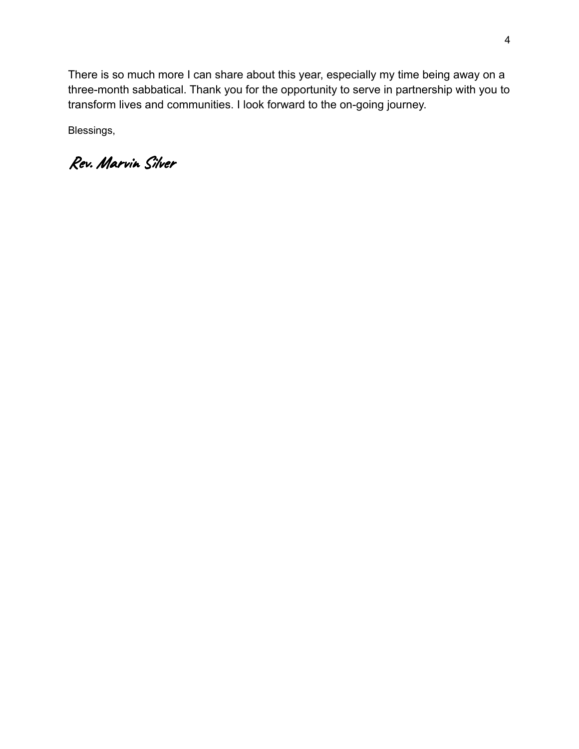There is so much more I can share about this year, especially my time being away on a three-month sabbatical. Thank you for the opportunity to serve in partnership with you to transform lives and communities. I look forward to the on-going journey.

Blessings,

*Rev. Marvin Silver*